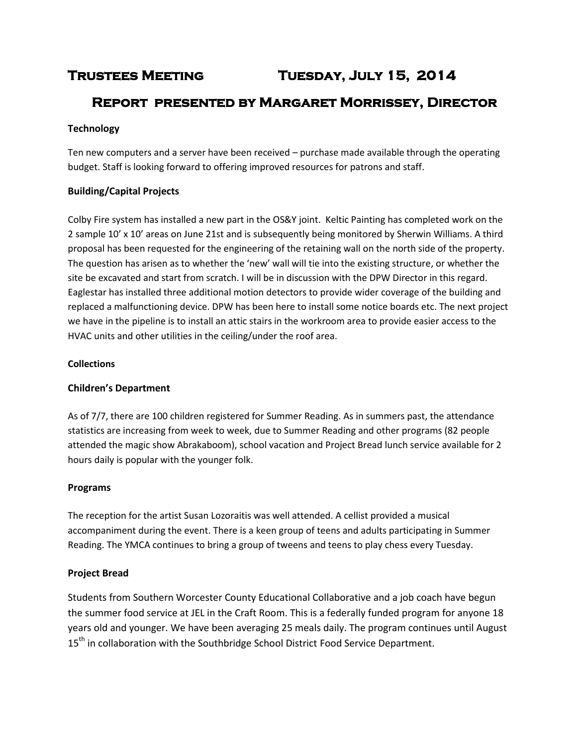# Trustees Meeting Tuesday, July 15, 2014

## Report presented by Margaret Morrissey, Director

**Technology**

Ten new computers and a server have been received – purchase made available through the operating budget. Staff is looking forward to offering improved resources for patrons and staff.

**Building/Capital Projects**

Colby Fire system has installed a new part in the OS&Y joint. Keltic Painting has completed work on the 2 sample 10' x 10' areas on June 21st and is subsequently being monitored by Sherwin Williams. A third proposal has been requested for the engineering of the retaining wall on the north side of the property. The question has arisen as to whether the 'new' wall will tie into the existing structure, or whether the site be excavated and start from scratch. I will be in discussion with the DPW Director in this regard. Eaglestar has installed three additional motion detectors to provide wider coverage of the building and replaced a malfunctioning device. DPW has been here to install some notice boards etc. The next project we have in the pipeline is to install an attic stairs in the workroom area to provide easier access to the HVAC units and other utilities in the ceiling/under the roof area.

**Collections**

**Children's Department**

As of 7/7, there are 100 children registered for Summer Reading. As in summers past, the attendance statistics are increasing from week to week, due to Summer Reading and other programs (82 people attended the magic show Abrakaboom), school vacation and Project Bread lunch service available for 2 hours daily is popular with the younger folk.

**Programs**

The reception for the artist Susan Lozoraitis was well attended. A cellist provided a musical accompaniment during the event. There is a keen group of teens and adults participating in Summer Reading. The YMCA continues to bring a group of tweens and teens to play chess every Tuesday.

**Project Bread**

Students from Southern Worcester County Educational Collaborative and a job coach have begun the summer food service at JEL in the Craft Room. This is a federally funded program for anyone 18 years old and younger. We have been averaging 25 meals daily. The program continues until August 15th in collaboration with the Southbridge School District Food Service Department.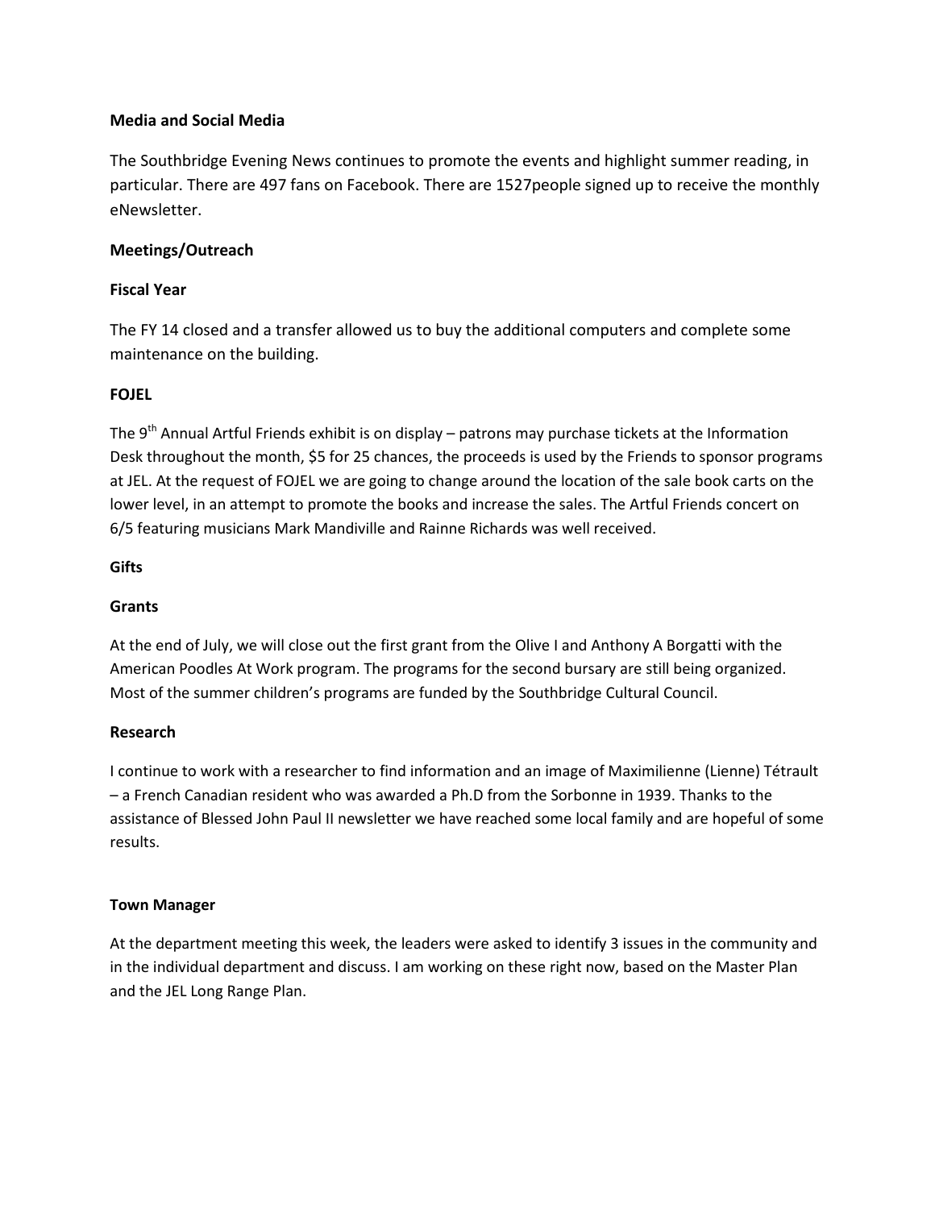**Media and Social Media**

The Southbridge Evening News continues to promote the events and highlight summer reading, in particular. There are 497 fans on Facebook. There are 1527people signed up to receive the monthly eNewsletter.

**Meetings/Outreach**

**Fiscal Year**

The FY 14 closed and a transfer allowed us to buy the additional computers and complete some maintenance on the building.

**FOJEL**

The 9th Annual Artful Friends exhibit is on display – patrons may purchase tickets at the Information Desk throughout the month, $5 for 25 chances, the proceeds is used by the Friends to sponsor programs at JEL. At the request of FOJEL we are going to change around the location of the sale book carts on the lower level, in an attempt to promote the books and increase the sales. The Artful Friends concert on 6/5 featuring musicians Mark Mandiville and Rainne Richards was well received.

**Gifts**

**Grants**

At the end of July, we will close out the first grant from the Olive I and Anthony A Borgatti with the American Poodles At Work program. The programs for the second bursary are still being organized. Most of the summer children's programs are funded by the Southbridge Cultural Council.

**Research**

I continue to work with a researcher to find information and an image of Maximilienne (Lienne) Tétrault – a French Canadian resident who was awarded a Ph.D from the Sorbonne in 1939. Thanks to the assistance of Blessed John Paul II newsletter we have reached some local family and are hopeful of some results.

**Town Manager**

At the department meeting this week, the leaders were asked to identify 3 issues in the community and in the individual department and discuss. I am working on these right now, based on the Master Plan and the JEL Long Range Plan.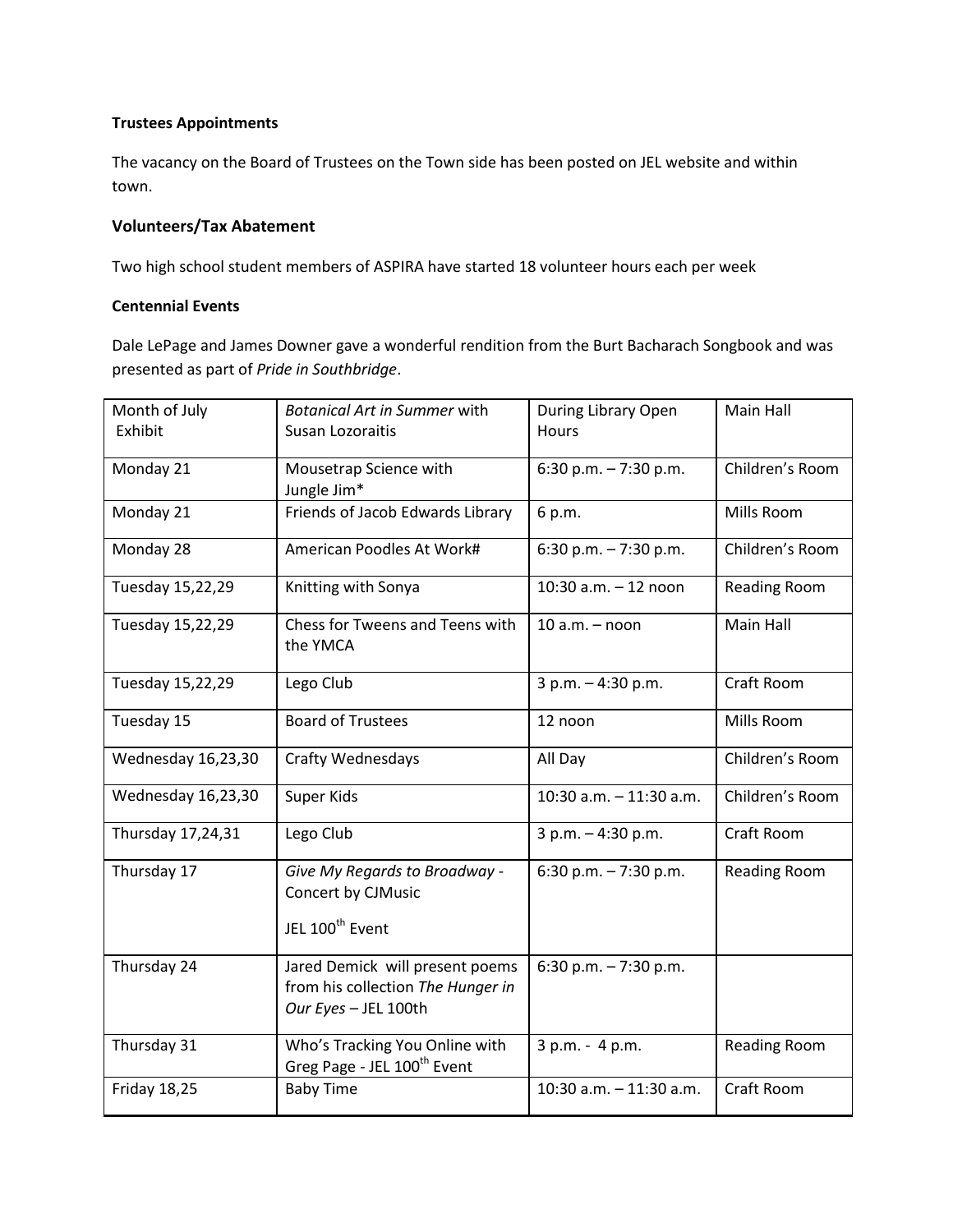**Trustees Appointments**

The vacancy on the Board of Trustees on the Town side has been posted on JEL website and within town.

**Volunteers/Tax Abatement**

Two high school student members of ASPIRA have started 18 volunteer hours each per week

**Centennial Events**

Dale LePage and James Downer gave a wonderful rendition from the Burt Bacharach Songbook and was presented as part of *Pride in Southbridge*.

| Month of July Exhibit | *Botanical Art in Summer* with Susan Lozoraitis | During Library Open Hours | Main Hall |
|---|---|---|---|
| Monday 21 | Mousetrap Science with Jungle Jim* | 6:30 p.m. – 7:30 p.m. | Children's Room |
| Monday 21 | Friends of Jacob Edwards Library | 6 p.m. | Mills Room |
| Monday 28 | American Poodles At Work# | 6:30 p.m. – 7:30 p.m. | Children's Room |
| Tuesday 15,22,29 | Knitting with Sonya | 10:30 a.m. – 12 noon | Reading Room |
| Tuesday 15,22,29 | Chess for Tweens and Teens with the YMCA | 10 a.m. – noon | Main Hall |
| Tuesday 15,22,29 | Lego Club | 3 p.m. – 4:30 p.m. | Craft Room |
| Tuesday 15 | Board of Trustees | 12 noon | Mills Room |
| Wednesday 16,23,30 | Crafty Wednesdays | All Day | Children's Room |
| Wednesday 16,23,30 | Super Kids | 10:30 a.m. – 11:30 a.m. | Children's Room |
| Thursday 17,24,31 | Lego Club | 3 p.m. – 4:30 p.m. | Craft Room |
| Thursday 17 | *Give My Regards to Broadway* - Concert by CJMusic<br><br>JEL 100th Event | 6:30 p.m. – 7:30 p.m. | Reading Room |
| Thursday 24 | Jared Demick will present poems from his collection *The Hunger in Our Eyes* – JEL 100th | 6:30 p.m. – 7:30 p.m. | |
| Thursday 31 | Who's Tracking You Online with Greg Page - JEL 100th Event | 3 p.m. - 4 p.m. | Reading Room |
| Friday 18,25 | Baby Time | 10:30 a.m. – 11:30 a.m. | Craft Room |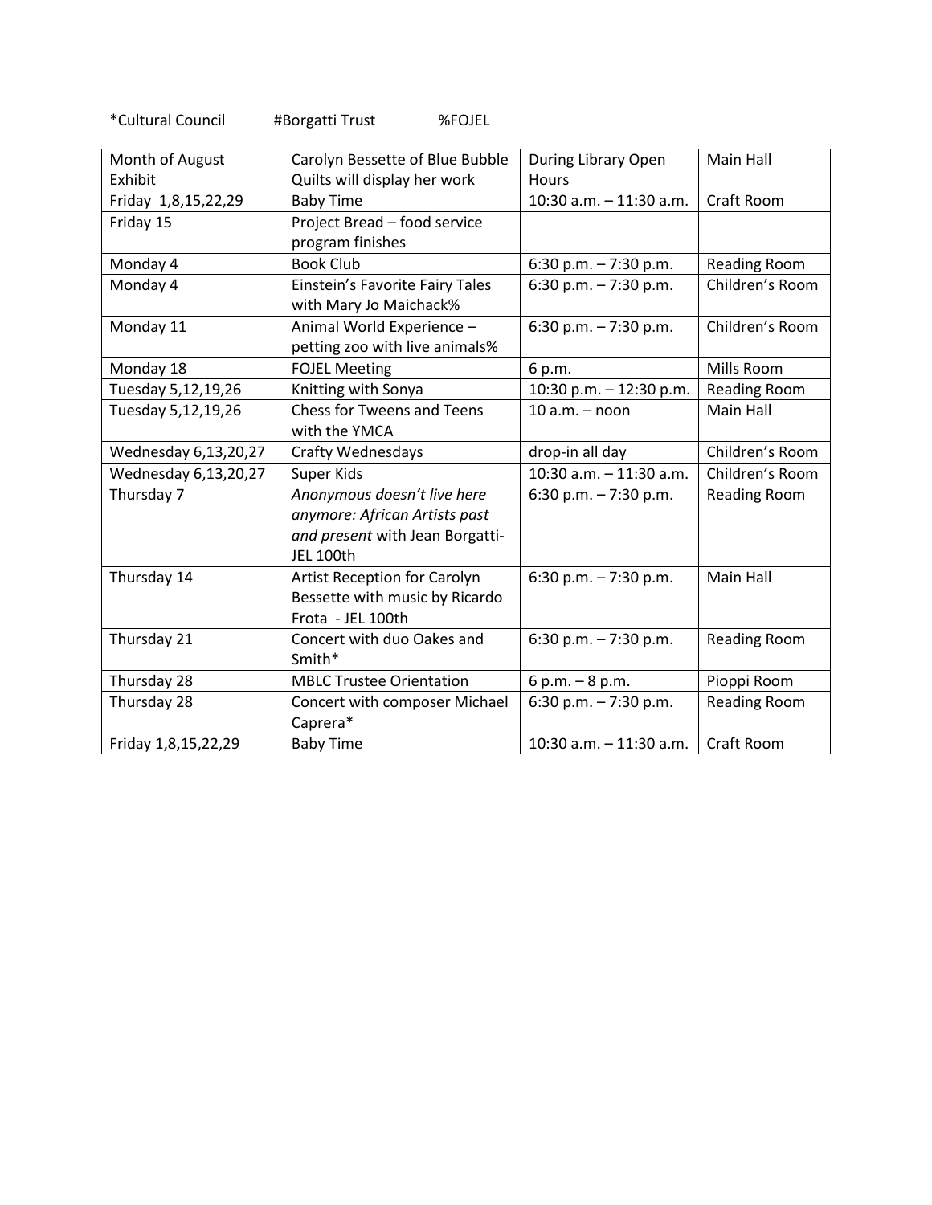*Cultural Council #Borgatti Trust %FOJEL

| | | | |
|---|---|---|---|
| Month of August Exhibit | Carolyn Bessette of Blue Bubble Quilts will display her work | During Library Open Hours | Main Hall |
| Friday 1,8,15,22,29 | Baby Time | 10:30 a.m. – 11:30 a.m. | Craft Room |
| Friday 15 | Project Bread – food service program finishes | | |
| Monday 4 | Book Club | 6:30 p.m. – 7:30 p.m. | Reading Room |
| Monday 4 | Einstein's Favorite Fairy Tales with Mary Jo Maichack% | 6:30 p.m. – 7:30 p.m. | Children's Room |
| Monday 11 | Animal World Experience – petting zoo with live animals% | 6:30 p.m. – 7:30 p.m. | Children's Room |
| Monday 18 | FOJEL Meeting | 6 p.m. | Mills Room |
| Tuesday 5,12,19,26 | Knitting with Sonya | 10:30 p.m. – 12:30 p.m. | Reading Room |
| Tuesday 5,12,19,26 | Chess for Tweens and Teens with the YMCA | 10 a.m. – noon | Main Hall |
| Wednesday 6,13,20,27 | Crafty Wednesdays | drop-in all day | Children's Room |
| Wednesday 6,13,20,27 | Super Kids | 10:30 a.m. – 11:30 a.m. | Children's Room |
| Thursday 7 | *Anonymous doesn't live here anymore: African Artists past and present* with Jean Borgatti-JEL 100th | 6:30 p.m. – 7:30 p.m. | Reading Room |
| Thursday 14 | Artist Reception for Carolyn Bessette with music by Ricardo Frota - JEL 100th | 6:30 p.m. – 7:30 p.m. | Main Hall |
| Thursday 21 | Concert with duo Oakes and Smith* | 6:30 p.m. – 7:30 p.m. | Reading Room |
| Thursday 28 | MBLC Trustee Orientation | 6 p.m. – 8 p.m. | Pioppi Room |
| Thursday 28 | Concert with composer Michael Caprera* | 6:30 p.m. – 7:30 p.m. | Reading Room |
| Friday 1,8,15,22,29 | Baby Time | 10:30 a.m. – 11:30 a.m. | Craft Room |